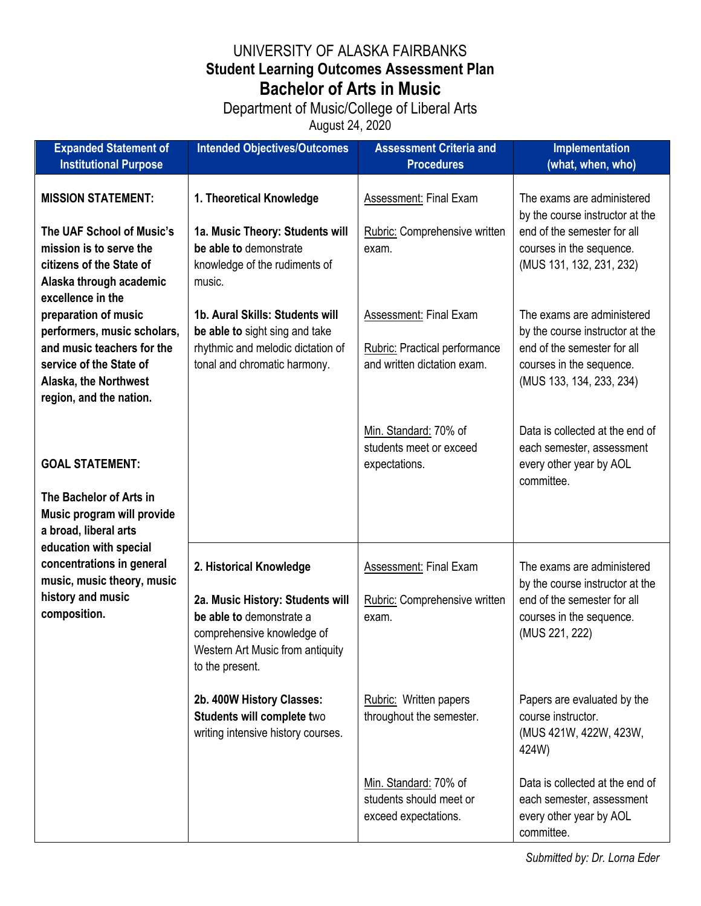# UNIVERSITY OF ALASKA FAIRBANKS

## Student Learning Outcomes Assessment Plan

## Bachelor of Arts in Music

Department of Music/College of Liberal Arts

August 24, 2020

| Expanded Statement of Institutional Purpose | Intended Objectives/Outcomes | Assessment Criteria and Procedures | Implementation (what, when, who) |
|---|---|---|---|
| **MISSION STATEMENT:**<br><br>**The UAF School of Music's mission is to serve the citizens of the State of Alaska through academic excellence in the preparation of music performers, music scholars, and music teachers for the service of the State of Alaska, the Northwest region, and the nation.**<br><br>**GOAL STATEMENT:**<br><br>**The Bachelor of Arts in Music program will provide a broad, liberal arts education with special concentrations in general music, music theory, music history and music composition.** | **1. Theoretical Knowledge**<br><br>**1a. Music Theory: Students will be able to** demonstrate knowledge of the rudiments of music.<br><br>**1b. Aural Skills: Students will be able to** sight sing and take rhythmic and melodic dictation of tonal and chromatic harmony. | Assessment: Final Exam<br><br>Rubric: Comprehensive written exam.<br><br>Assessment: Final Exam<br><br>Rubric: Practical performance and written dictation exam.<br><br>Min. Standard: 70% of students meet or exceed expectations. | The exams are administered by the course instructor at the end of the semester for all courses in the sequence. (MUS 131, 132, 231, 232)<br><br>The exams are administered by the course instructor at the end of the semester for all courses in the sequence. (MUS 133, 134, 233, 234)<br><br>Data is collected at the end of each semester, assessment every other year by AOL committee. |
| | **2. Historical Knowledge**<br><br>**2a. Music History: Students will be able to** demonstrate a comprehensive knowledge of Western Art Music from antiquity to the present.<br><br>**2b. 400W History Classes: Students will complete t**wo writing intensive history courses. | Assessment: Final Exam<br><br>Rubric: Comprehensive written exam.<br><br>Rubric: Written papers throughout the semester.<br><br>Min. Standard: 70% of students should meet or exceed expectations. | The exams are administered by the course instructor at the end of the semester for all courses in the sequence. (MUS 221, 222)<br><br>Papers are evaluated by the course instructor. (MUS 421W, 422W, 423W, 424W)<br><br>Data is collected at the end of each semester, assessment every other year by AOL committee. |

*Submitted by: Dr. Lorna Eder*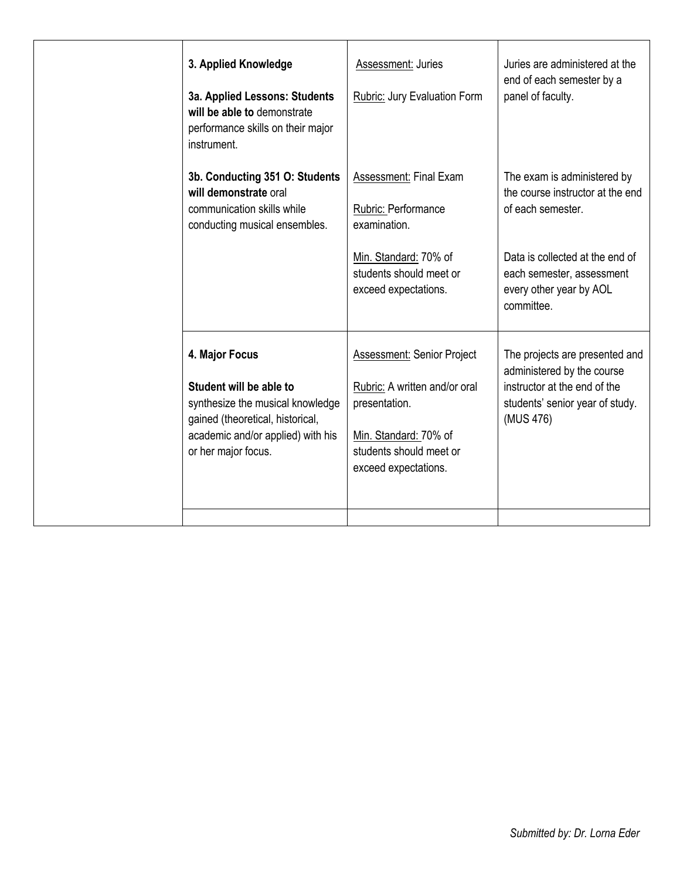| | | | |
|---|---|---|---|
| | **3. Applied Knowledge**<br><br>**3a. Applied Lessons: Students will be able to** demonstrate performance skills on their major instrument. | Assessment: Juries<br><br>Rubric: Jury Evaluation Form | Juries are administered at the end of each semester by a panel of faculty. |
| | **3b. Conducting 351 O: Students will demonstrate** oral communication skills while conducting musical ensembles. | Assessment: Final Exam<br><br>Rubric: Performance examination.<br><br>Min. Standard: 70% of students should meet or exceed expectations. | The exam is administered by the course instructor at the end of each semester.<br><br>Data is collected at the end of each semester, assessment every other year by AOL committee. |
| | **4. Major Focus**<br><br>**Student will be able to** synthesize the musical knowledge gained (theoretical, historical, academic and/or applied) with his or her major focus. | Assessment: Senior Project<br><br>Rubric: A written and/or oral presentation.<br><br>Min. Standard: 70% of students should meet or exceed expectations. | The projects are presented and administered by the course instructor at the end of the students' senior year of study. (MUS 476) |
| | | | |

*Submitted by: Dr. Lorna Eder*